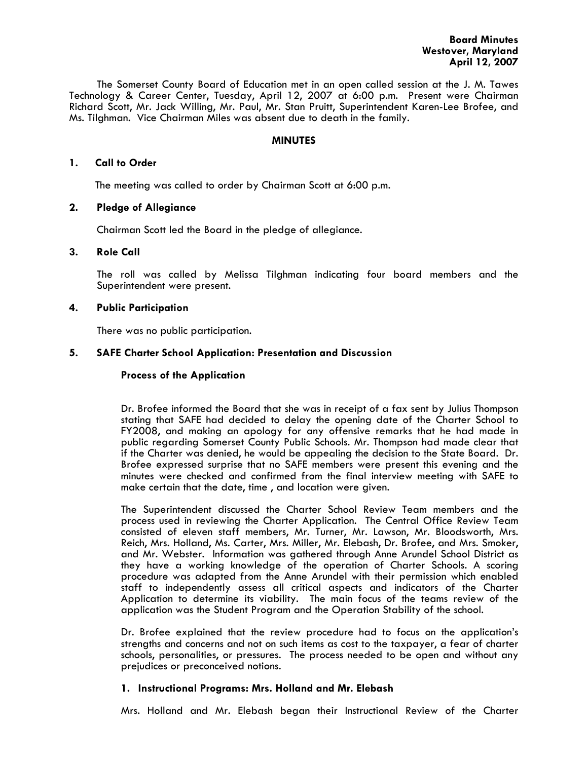**Board Minutes**
**Westover, Maryland**
**April 12, 2007**

The Somerset County Board of Education met in an open called session at the J. M. Tawes Technology & Career Center, Tuesday, April 12, 2007 at 6:00 p.m. Present were Chairman Richard Scott, Mr. Jack Willing, Mr. Paul, Mr. Stan Pruitt, Superintendent Karen-Lee Brofee, and Ms. Tilghman. Vice Chairman Miles was absent due to death in the family.

## MINUTES

### 1. Call to Order

The meeting was called to order by Chairman Scott at 6:00 p.m.

### 2. Pledge of Allegiance

Chairman Scott led the Board in the pledge of allegiance.

### 3. Role Call

The roll was called by Melissa Tilghman indicating four board members and the Superintendent were present.

### 4. Public Participation

There was no public participation.

### 5. SAFE Charter School Application: Presentation and Discussion

**Process of the Application**

Dr. Brofee informed the Board that she was in receipt of a fax sent by Julius Thompson stating that SAFE had decided to delay the opening date of the Charter School to FY2008, and making an apology for any offensive remarks that he had made in public regarding Somerset County Public Schools. Mr. Thompson had made clear that if the Charter was denied, he would be appealing the decision to the State Board. Dr. Brofee expressed surprise that no SAFE members were present this evening and the minutes were checked and confirmed from the final interview meeting with SAFE to make certain that the date, time , and location were given.

The Superintendent discussed the Charter School Review Team members and the process used in reviewing the Charter Application. The Central Office Review Team consisted of eleven staff members, Mr. Turner, Mr. Lawson, Mr. Bloodsworth, Mrs. Reich, Mrs. Holland, Ms. Carter, Mrs. Miller, Mr. Elebash, Dr. Brofee, and Mrs. Smoker, and Mr. Webster. Information was gathered through Anne Arundel School District as they have a working knowledge of the operation of Charter Schools. A scoring procedure was adapted from the Anne Arundel with their permission which enabled staff to independently assess all critical aspects and indicators of the Charter Application to determine its viability. The main focus of the teams review of the application was the Student Program and the Operation Stability of the school.

Dr. Brofee explained that the review procedure had to focus on the application's strengths and concerns and not on such items as cost to the taxpayer, a fear of charter schools, personalities, or pressures. The process needed to be open and without any prejudices or preconceived notions.

**1. Instructional Programs: Mrs. Holland and Mr. Elebash**

Mrs. Holland and Mr. Elebash began their Instructional Review of the Charter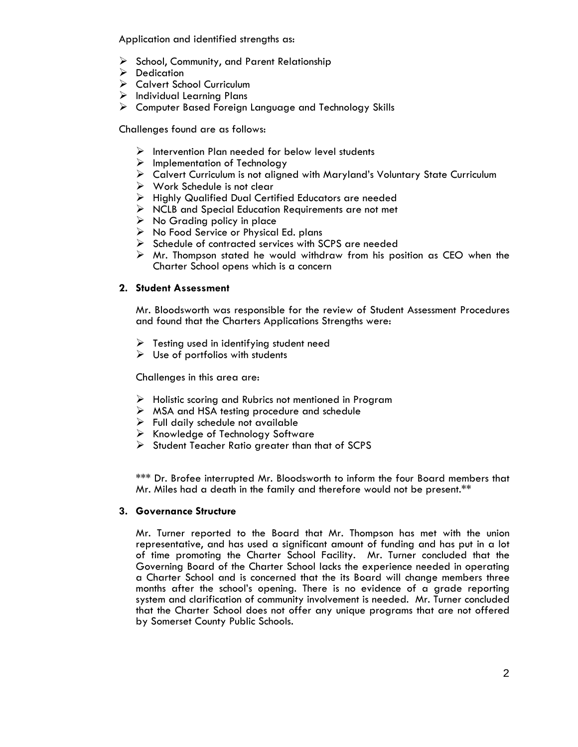Application and identified strengths as:

- School, Community, and Parent Relationship
- Dedication
- Calvert School Curriculum
- Individual Learning Plans
- Computer Based Foreign Language and Technology Skills

Challenges found are as follows:

- Intervention Plan needed for below level students
- Implementation of Technology
- Calvert Curriculum is not aligned with Maryland's Voluntary State Curriculum
- Work Schedule is not clear
- Highly Qualified Dual Certified Educators are needed
- NCLB and Special Education Requirements are not met
- No Grading policy in place
- No Food Service or Physical Ed. plans
- Schedule of contracted services with SCPS are needed
- Mr. Thompson stated he would withdraw from his position as CEO when the Charter School opens which is a concern

**2. Student Assessment**

Mr. Bloodsworth was responsible for the review of Student Assessment Procedures and found that the Charters Applications Strengths were:

- Testing used in identifying student need
- Use of portfolios with students

Challenges in this area are:

- Holistic scoring and Rubrics not mentioned in Program
- MSA and HSA testing procedure and schedule
- Full daily schedule not available
- Knowledge of Technology Software
- Student Teacher Ratio greater than that of SCPS

*** Dr. Brofee interrupted Mr. Bloodsworth to inform the four Board members that Mr. Miles had a death in the family and therefore would not be present.**

**3. Governance Structure**

Mr. Turner reported to the Board that Mr. Thompson has met with the union representative, and has used a significant amount of funding and has put in a lot of time promoting the Charter School Facility. Mr. Turner concluded that the Governing Board of the Charter School lacks the experience needed in operating a Charter School and is concerned that the its Board will change members three months after the school's opening. There is no evidence of a grade reporting system and clarification of community involvement is needed. Mr. Turner concluded that the Charter School does not offer any unique programs that are not offered by Somerset County Public Schools.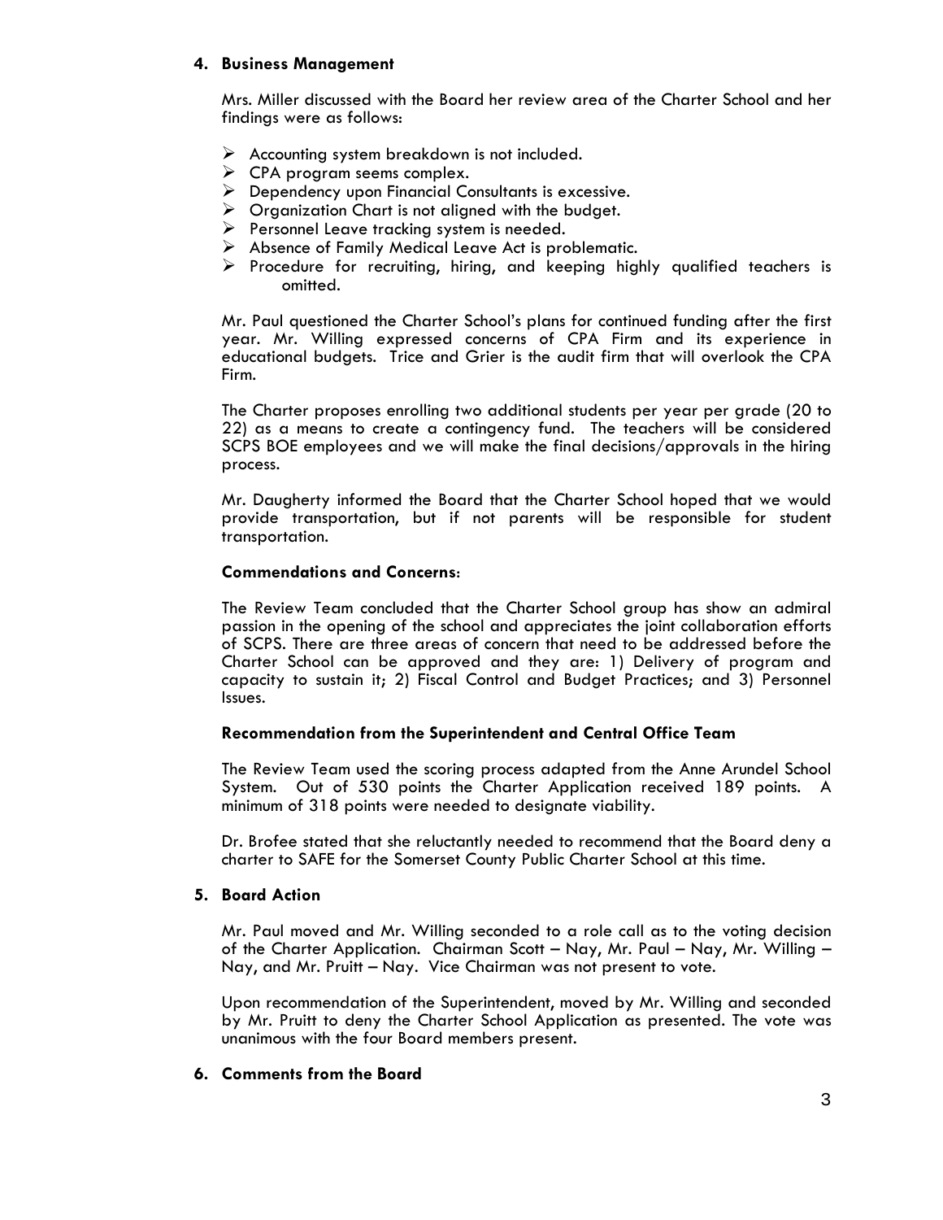## 4. Business Management

Mrs. Miller discussed with the Board her review area of the Charter School and her findings were as follows:

- Accounting system breakdown is not included.
- CPA program seems complex.
- Dependency upon Financial Consultants is excessive.
- Organization Chart is not aligned with the budget.
- Personnel Leave tracking system is needed.
- Absence of Family Medical Leave Act is problematic.
- Procedure for recruiting, hiring, and keeping highly qualified teachers is omitted.

Mr. Paul questioned the Charter School's plans for continued funding after the first year. Mr. Willing expressed concerns of CPA Firm and its experience in educational budgets. Trice and Grier is the audit firm that will overlook the CPA Firm.

The Charter proposes enrolling two additional students per year per grade (20 to 22) as a means to create a contingency fund. The teachers will be considered SCPS BOE employees and we will make the final decisions/approvals in the hiring process.

Mr. Daugherty informed the Board that the Charter School hoped that we would provide transportation, but if not parents will be responsible for student transportation.

**Commendations and Concerns**:

The Review Team concluded that the Charter School group has show an admiral passion in the opening of the school and appreciates the joint collaboration efforts of SCPS. There are three areas of concern that need to be addressed before the Charter School can be approved and they are: 1) Delivery of program and capacity to sustain it; 2) Fiscal Control and Budget Practices; and 3) Personnel Issues.

**Recommendation from the Superintendent and Central Office Team**

The Review Team used the scoring process adapted from the Anne Arundel School System. Out of 530 points the Charter Application received 189 points. A minimum of 318 points were needed to designate viability.

Dr. Brofee stated that she reluctantly needed to recommend that the Board deny a charter to SAFE for the Somerset County Public Charter School at this time.

## 5. Board Action

Mr. Paul moved and Mr. Willing seconded to a role call as to the voting decision of the Charter Application. Chairman Scott – Nay, Mr. Paul – Nay, Mr. Willing – Nay, and Mr. Pruitt – Nay. Vice Chairman was not present to vote.

Upon recommendation of the Superintendent, moved by Mr. Willing and seconded by Mr. Pruitt to deny the Charter School Application as presented. The vote was unanimous with the four Board members present.

## 6. Comments from the Board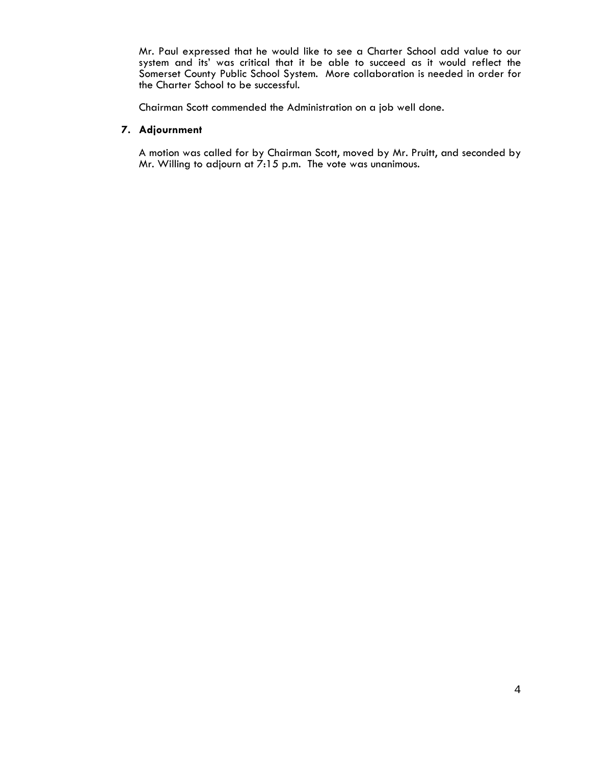Mr. Paul expressed that he would like to see a Charter School add value to our system and its' was critical that it be able to succeed as it would reflect the Somerset County Public School System. More collaboration is needed in order for the Charter School to be successful.

Chairman Scott commended the Administration on a job well done.

**7. Adjournment**

A motion was called for by Chairman Scott, moved by Mr. Pruitt, and seconded by Mr. Willing to adjourn at 7:15 p.m. The vote was unanimous.